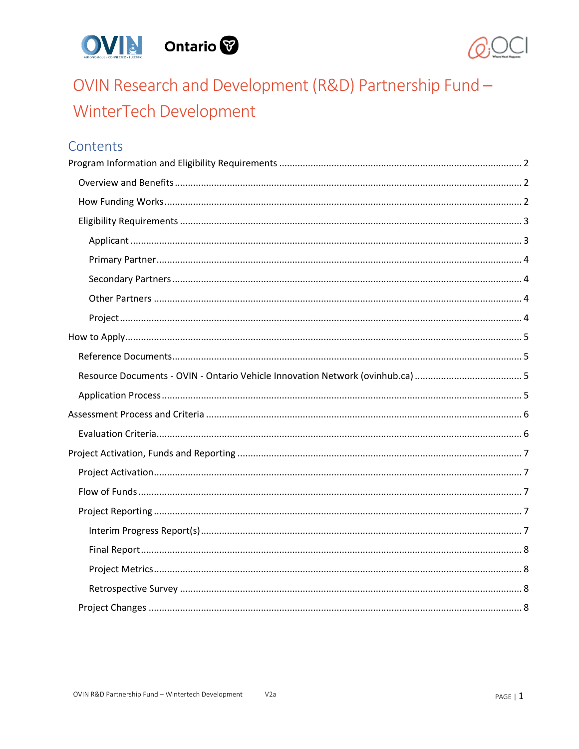# OVIN Research and Development (R&D) Partnership Fund – WinterTech Development

## Contents

- Program Information and Eligibility Requirements ... 2
  - Overview and Benefits ... 2
  - How Funding Works ... 2
  - Eligibility Requirements ... 3
    - Applicant ... 3
    - Primary Partner ... 4
    - Secondary Partners ... 4
    - Other Partners ... 4
    - Project ... 4
- How to Apply ... 5
  - Reference Documents ... 5
  - Resource Documents - OVIN - Ontario Vehicle Innovation Network (ovinhub.ca) ... 5
  - Application Process ... 5
- Assessment Process and Criteria ... 6
  - Evaluation Criteria ... 6
- Project Activation, Funds and Reporting ... 7
  - Project Activation ... 7
  - Flow of Funds ... 7
  - Project Reporting ... 7
    - Interim Progress Report(s) ... 7
    - Final Report ... 8
    - Project Metrics ... 8
    - Retrospective Survey ... 8
  - Project Changes ... 8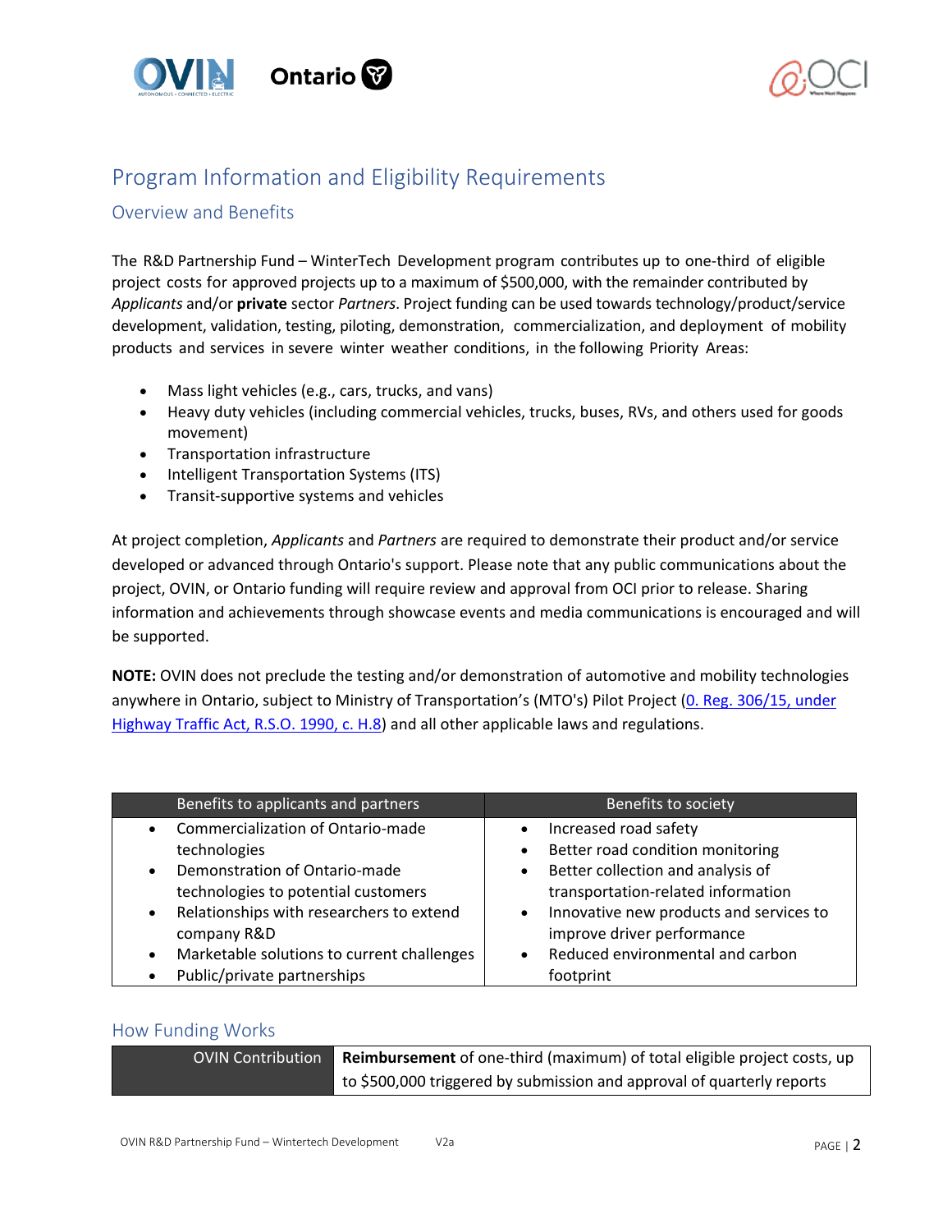# Program Information and Eligibility Requirements

## Overview and Benefits

The R&D Partnership Fund – WinterTech Development program contributes up to one-third of eligible project costs for approved projects up to a maximum of $500,000, with the remainder contributed by *Applicants* and/or **private** sector *Partners*. Project funding can be used towards technology/product/service development, validation, testing, piloting, demonstration, commercialization, and deployment of mobility products and services in severe winter weather conditions, in the following Priority Areas:

- Mass light vehicles (e.g., cars, trucks, and vans)
- Heavy duty vehicles (including commercial vehicles, trucks, buses, RVs, and others used for goods movement)
- Transportation infrastructure
- Intelligent Transportation Systems (ITS)
- Transit-supportive systems and vehicles

At project completion, *Applicants* and *Partners* are required to demonstrate their product and/or service developed or advanced through Ontario's support. Please note that any public communications about the project, OVIN, or Ontario funding will require review and approval from OCI prior to release. Sharing information and achievements through showcase events and media communications is encouraged and will be supported.

**NOTE:** OVIN does not preclude the testing and/or demonstration of automotive and mobility technologies anywhere in Ontario, subject to Ministry of Transportation's (MTO's) Pilot Project (0. Reg. 306/15, under Highway Traffic Act, R.S.O. 1990, c. H.8) and all other applicable laws and regulations.

| Benefits to applicants and partners | Benefits to society |
|---|---|
| • Commercialization of Ontario-made technologies<br>• Demonstration of Ontario-made technologies to potential customers<br>• Relationships with researchers to extend company R&D<br>• Marketable solutions to current challenges<br>• Public/private partnerships | • Increased road safety<br>• Better road condition monitoring<br>• Better collection and analysis of transportation-related information<br>• Innovative new products and services to improve driver performance<br>• Reduced environmental and carbon footprint |

## How Funding Works

| OVIN Contribution | **Reimbursement** of one-third (maximum) of total eligible project costs, up to $500,000 triggered by submission and approval of quarterly reports |
|---|---|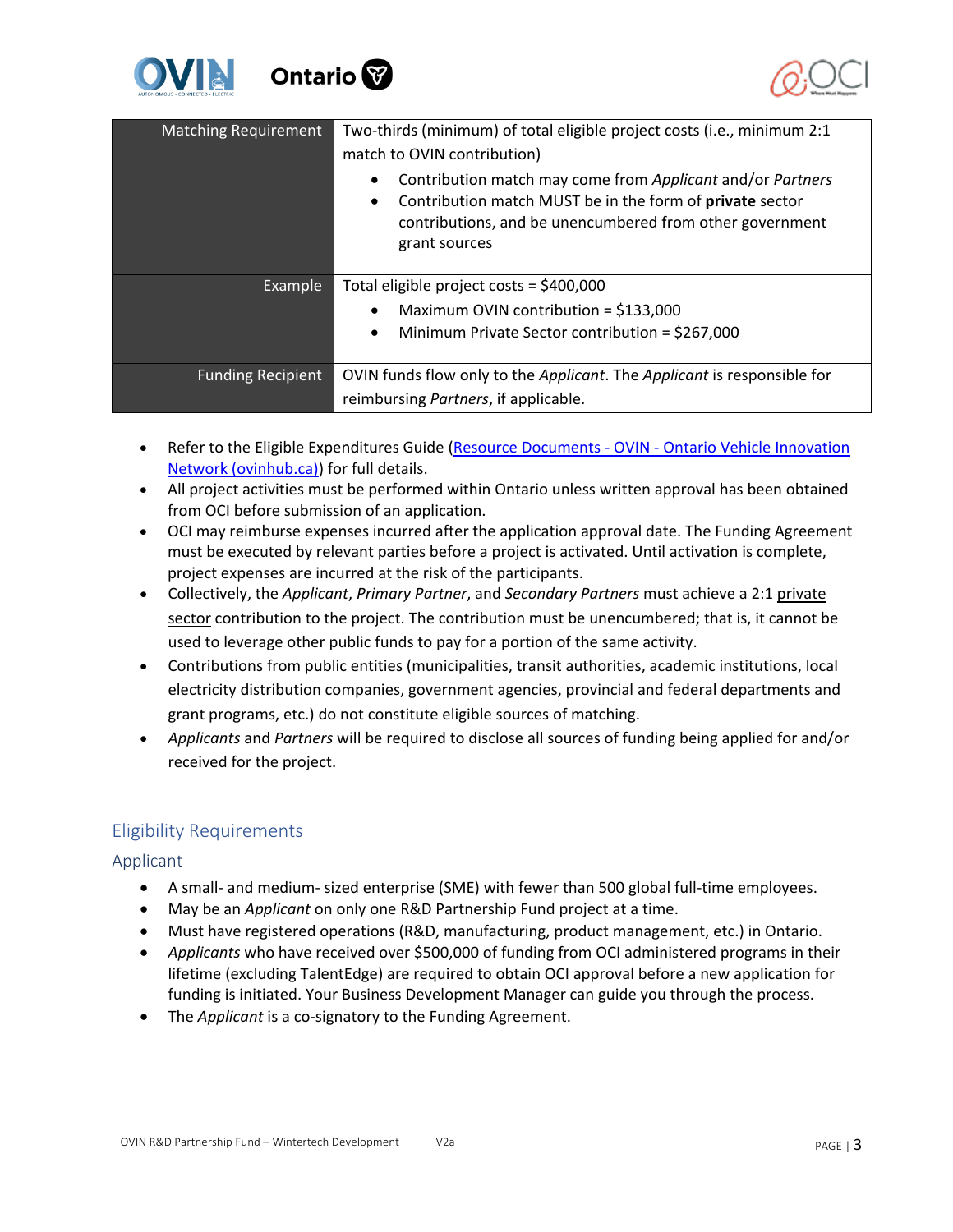| | |
|---|---|
| Matching Requirement | Two-thirds (minimum) of total eligible project costs (i.e., minimum 2:1 match to OVIN contribution)<br>• Contribution match may come from *Applicant* and/or *Partners*<br>• Contribution match MUST be in the form of **private** sector contributions, and be unencumbered from other government grant sources |
| Example | Total eligible project costs = $400,000<br>• Maximum OVIN contribution = $133,000<br>• Minimum Private Sector contribution = $267,000 |
| Funding Recipient | OVIN funds flow only to the *Applicant*. The *Applicant* is responsible for reimbursing *Partners*, if applicable. |

- Refer to the Eligible Expenditures Guide ([Resource Documents - OVIN - Ontario Vehicle Innovation Network (ovinhub.ca)](Resource Documents - OVIN - Ontario Vehicle Innovation Network (ovinhub.ca))) for full details.
- All project activities must be performed within Ontario unless written approval has been obtained from OCI before submission of an application.
- OCI may reimburse expenses incurred after the application approval date. The Funding Agreement must be executed by relevant parties before a project is activated. Until activation is complete, project expenses are incurred at the risk of the participants.
- Collectively, the *Applicant*, *Primary Partner*, and *Secondary Partners* must achieve a 2:1 private sector contribution to the project. The contribution must be unencumbered; that is, it cannot be used to leverage other public funds to pay for a portion of the same activity.
- Contributions from public entities (municipalities, transit authorities, academic institutions, local electricity distribution companies, government agencies, provincial and federal departments and grant programs, etc.) do not constitute eligible sources of matching.
- *Applicants* and *Partners* will be required to disclose all sources of funding being applied for and/or received for the project.

## Eligibility Requirements

### Applicant

- A small- and medium- sized enterprise (SME) with fewer than 500 global full-time employees.
- May be an *Applicant* on only one R&D Partnership Fund project at a time.
- Must have registered operations (R&D, manufacturing, product management, etc.) in Ontario.
- *Applicants* who have received over $500,000 of funding from OCI administered programs in their lifetime (excluding TalentEdge) are required to obtain OCI approval before a new application for funding is initiated. Your Business Development Manager can guide you through the process.
- The *Applicant* is a co-signatory to the Funding Agreement.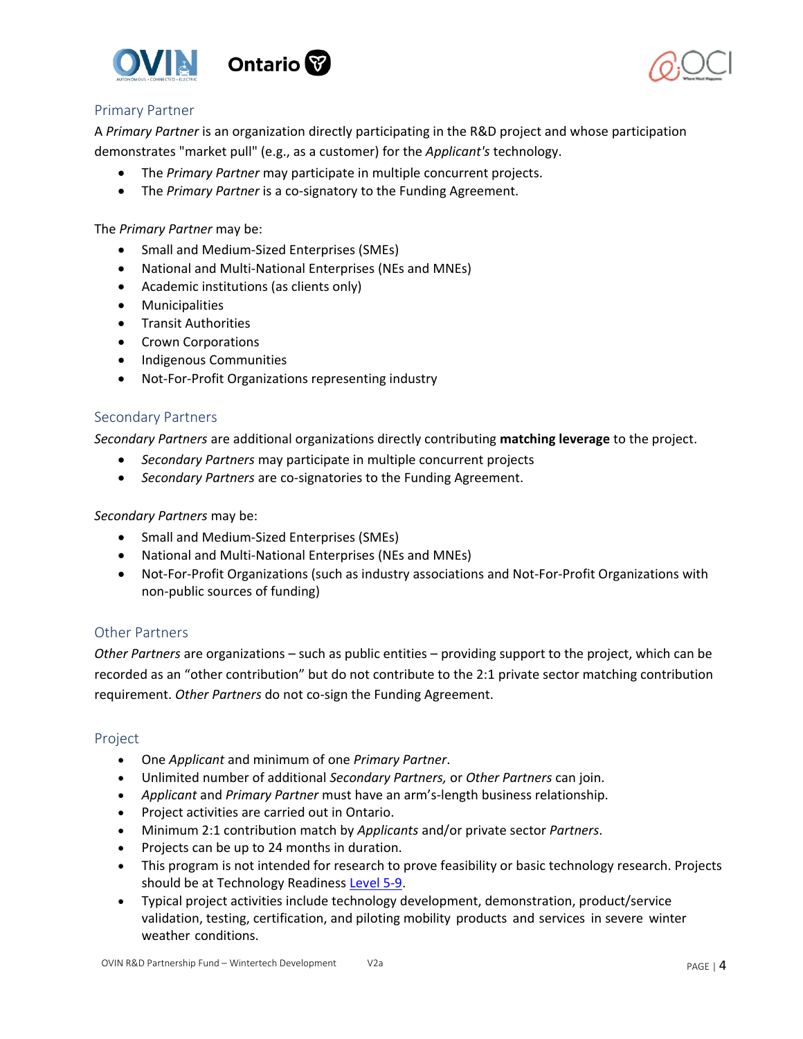## Primary Partner

A *Primary Partner* is an organization directly participating in the R&D project and whose participation demonstrates "market pull" (e.g., as a customer) for the *Applicant's* technology.

- The *Primary Partner* may participate in multiple concurrent projects.
- The *Primary Partner* is a co-signatory to the Funding Agreement.

The *Primary Partner* may be:

- Small and Medium-Sized Enterprises (SMEs)
- National and Multi-National Enterprises (NEs and MNEs)
- Academic institutions (as clients only)
- Municipalities
- Transit Authorities
- Crown Corporations
- Indigenous Communities
- Not-For-Profit Organizations representing industry

## Secondary Partners

*Secondary Partners* are additional organizations directly contributing **matching leverage** to the project.

- *Secondary Partners* may participate in multiple concurrent projects
- *Secondary Partners* are co-signatories to the Funding Agreement.

*Secondary Partners* may be:

- Small and Medium-Sized Enterprises (SMEs)
- National and Multi-National Enterprises (NEs and MNEs)
- Not-For-Profit Organizations (such as industry associations and Not-For-Profit Organizations with non-public sources of funding)

## Other Partners

*Other Partners* are organizations – such as public entities – providing support to the project, which can be recorded as an "other contribution" but do not contribute to the 2:1 private sector matching contribution requirement. *Other Partners* do not co-sign the Funding Agreement.

## Project

- One *Applicant* and minimum of one *Primary Partner*.
- Unlimited number of additional *Secondary Partners,* or *Other Partners* can join.
- *Applicant* and *Primary Partner* must have an arm's-length business relationship.
- Project activities are carried out in Ontario.
- Minimum 2:1 contribution match by *Applicants* and/or private sector *Partners*.
- Projects can be up to 24 months in duration.
- This program is not intended for research to prove feasibility or basic technology research. Projects should be at Technology Readiness Level 5-9.
- Typical project activities include technology development, demonstration, product/service validation, testing, certification, and piloting mobility products and services in severe winter weather conditions.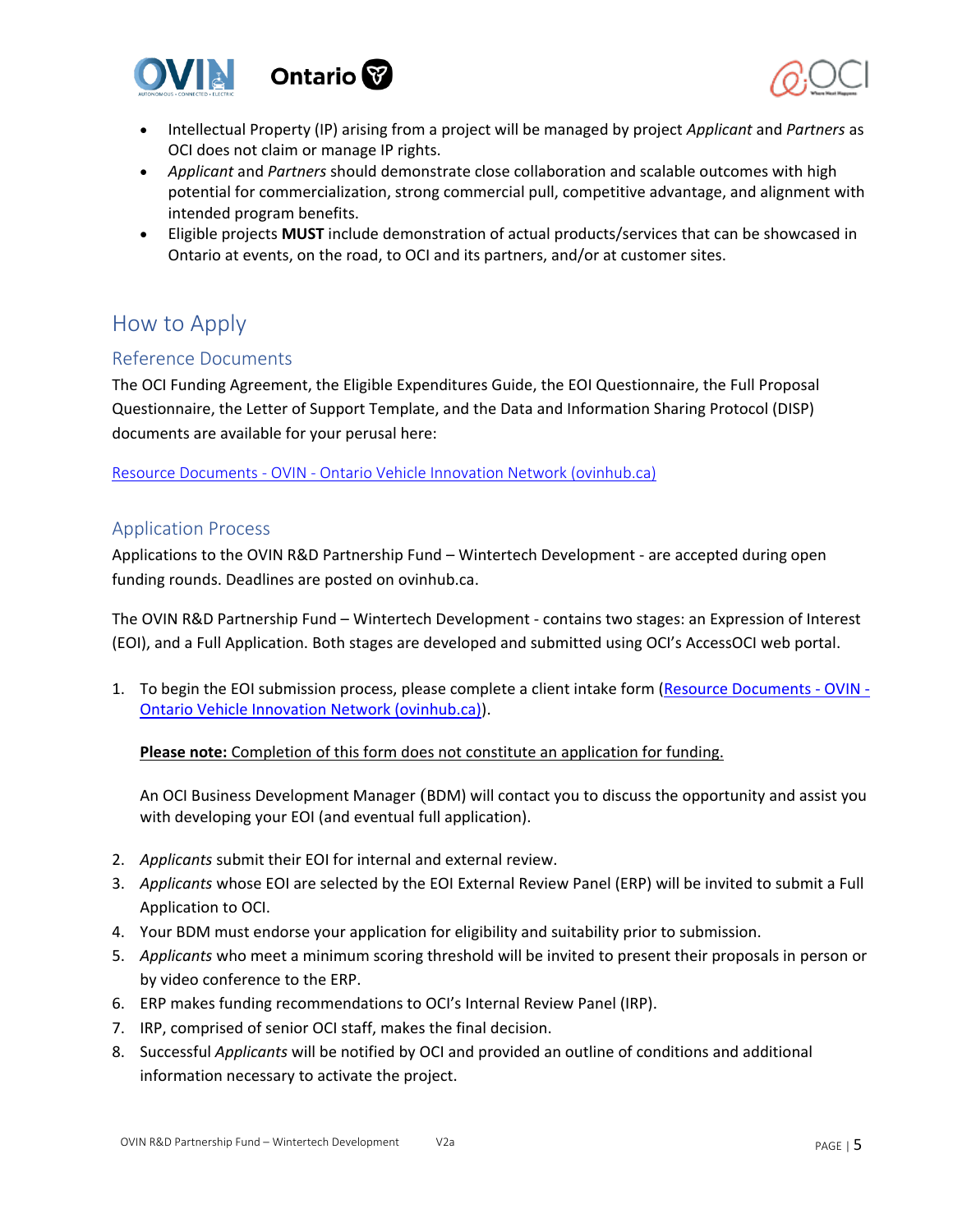- Intellectual Property (IP) arising from a project will be managed by project *Applicant* and *Partners* as OCI does not claim or manage IP rights.
- *Applicant* and *Partners* should demonstrate close collaboration and scalable outcomes with high potential for commercialization, strong commercial pull, competitive advantage, and alignment with intended program benefits.
- Eligible projects **MUST** include demonstration of actual products/services that can be showcased in Ontario at events, on the road, to OCI and its partners, and/or at customer sites.

## How to Apply

### Reference Documents

The OCI Funding Agreement, the Eligible Expenditures Guide, the EOI Questionnaire, the Full Proposal Questionnaire, the Letter of Support Template, and the Data and Information Sharing Protocol (DISP) documents are available for your perusal here:

[Resource Documents - OVIN - Ontario Vehicle Innovation Network (ovinhub.ca)]()

### Application Process

Applications to the OVIN R&D Partnership Fund – Wintertech Development - are accepted during open funding rounds. Deadlines are posted on ovinhub.ca.

The OVIN R&D Partnership Fund – Wintertech Development - contains two stages: an Expression of Interest (EOI), and a Full Application. Both stages are developed and submitted using OCI's AccessOCI web portal.

1. To begin the EOI submission process, please complete a client intake form ([Resource Documents - OVIN - Ontario Vehicle Innovation Network (ovinhub.ca)]()).

   **Please note:** Completion of this form does not constitute an application for funding.

   An OCI Business Development Manager (BDM) will contact you to discuss the opportunity and assist you with developing your EOI (and eventual full application).

2. *Applicants* submit their EOI for internal and external review.
3. *Applicants* whose EOI are selected by the EOI External Review Panel (ERP) will be invited to submit a Full Application to OCI.
4. Your BDM must endorse your application for eligibility and suitability prior to submission.
5. *Applicants* who meet a minimum scoring threshold will be invited to present their proposals in person or by video conference to the ERP.
6. ERP makes funding recommendations to OCI's Internal Review Panel (IRP).
7. IRP, comprised of senior OCI staff, makes the final decision.
8. Successful *Applicants* will be notified by OCI and provided an outline of conditions and additional information necessary to activate the project.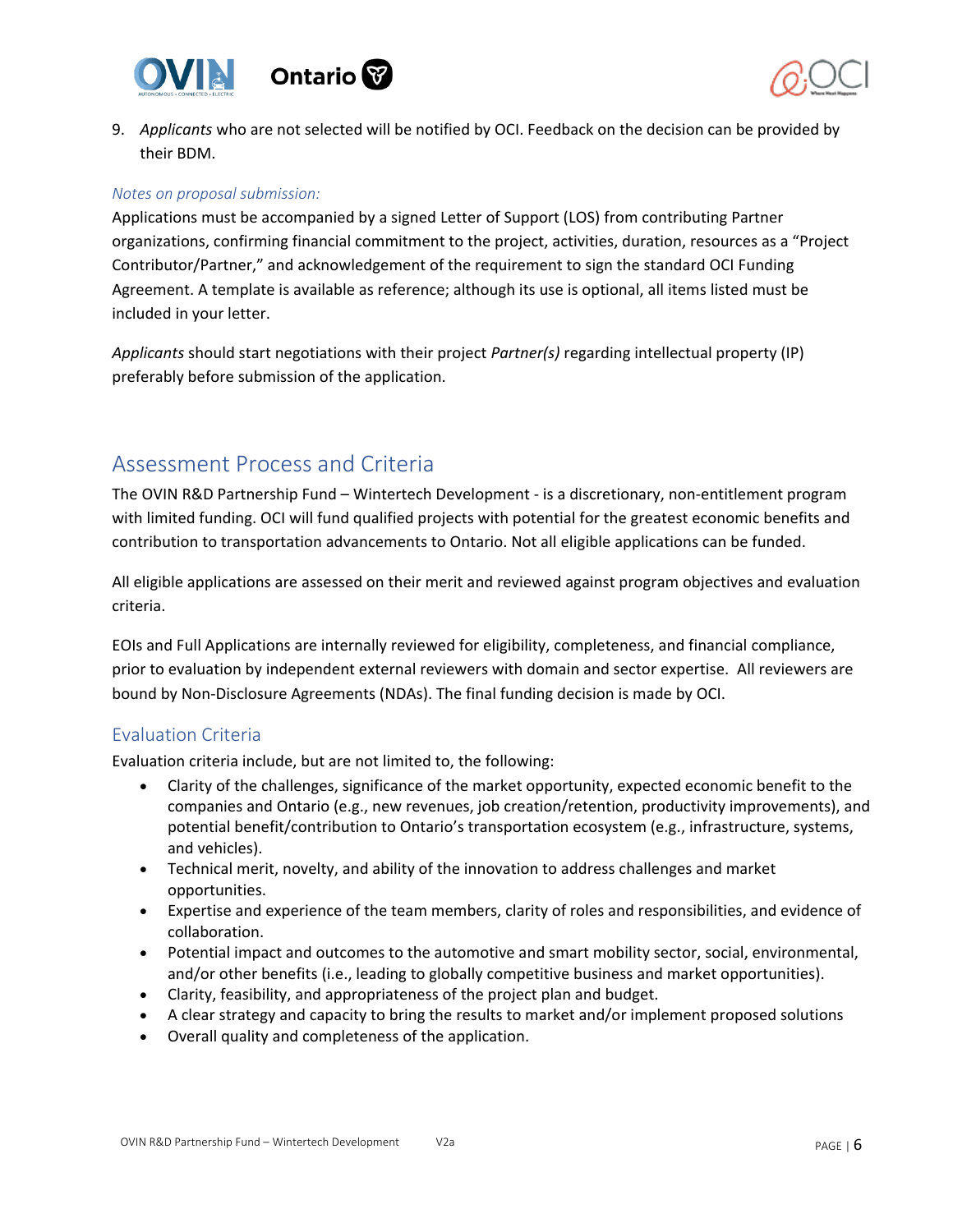9. *Applicants* who are not selected will be notified by OCI. Feedback on the decision can be provided by their BDM.

*Notes on proposal submission:*

Applications must be accompanied by a signed Letter of Support (LOS) from contributing Partner organizations, confirming financial commitment to the project, activities, duration, resources as a "Project Contributor/Partner," and acknowledgement of the requirement to sign the standard OCI Funding Agreement. A template is available as reference; although its use is optional, all items listed must be included in your letter.

*Applicants* should start negotiations with their project *Partner(s)* regarding intellectual property (IP) preferably before submission of the application.

## Assessment Process and Criteria

The OVIN R&D Partnership Fund – Wintertech Development - is a discretionary, non-entitlement program with limited funding. OCI will fund qualified projects with potential for the greatest economic benefits and contribution to transportation advancements to Ontario. Not all eligible applications can be funded.

All eligible applications are assessed on their merit and reviewed against program objectives and evaluation criteria.

EOIs and Full Applications are internally reviewed for eligibility, completeness, and financial compliance, prior to evaluation by independent external reviewers with domain and sector expertise. All reviewers are bound by Non-Disclosure Agreements (NDAs). The final funding decision is made by OCI.

### Evaluation Criteria

Evaluation criteria include, but are not limited to, the following:

- Clarity of the challenges, significance of the market opportunity, expected economic benefit to the companies and Ontario (e.g., new revenues, job creation/retention, productivity improvements), and potential benefit/contribution to Ontario's transportation ecosystem (e.g., infrastructure, systems, and vehicles).
- Technical merit, novelty, and ability of the innovation to address challenges and market opportunities.
- Expertise and experience of the team members, clarity of roles and responsibilities, and evidence of collaboration.
- Potential impact and outcomes to the automotive and smart mobility sector, social, environmental, and/or other benefits (i.e., leading to globally competitive business and market opportunities).
- Clarity, feasibility, and appropriateness of the project plan and budget.
- A clear strategy and capacity to bring the results to market and/or implement proposed solutions
- Overall quality and completeness of the application.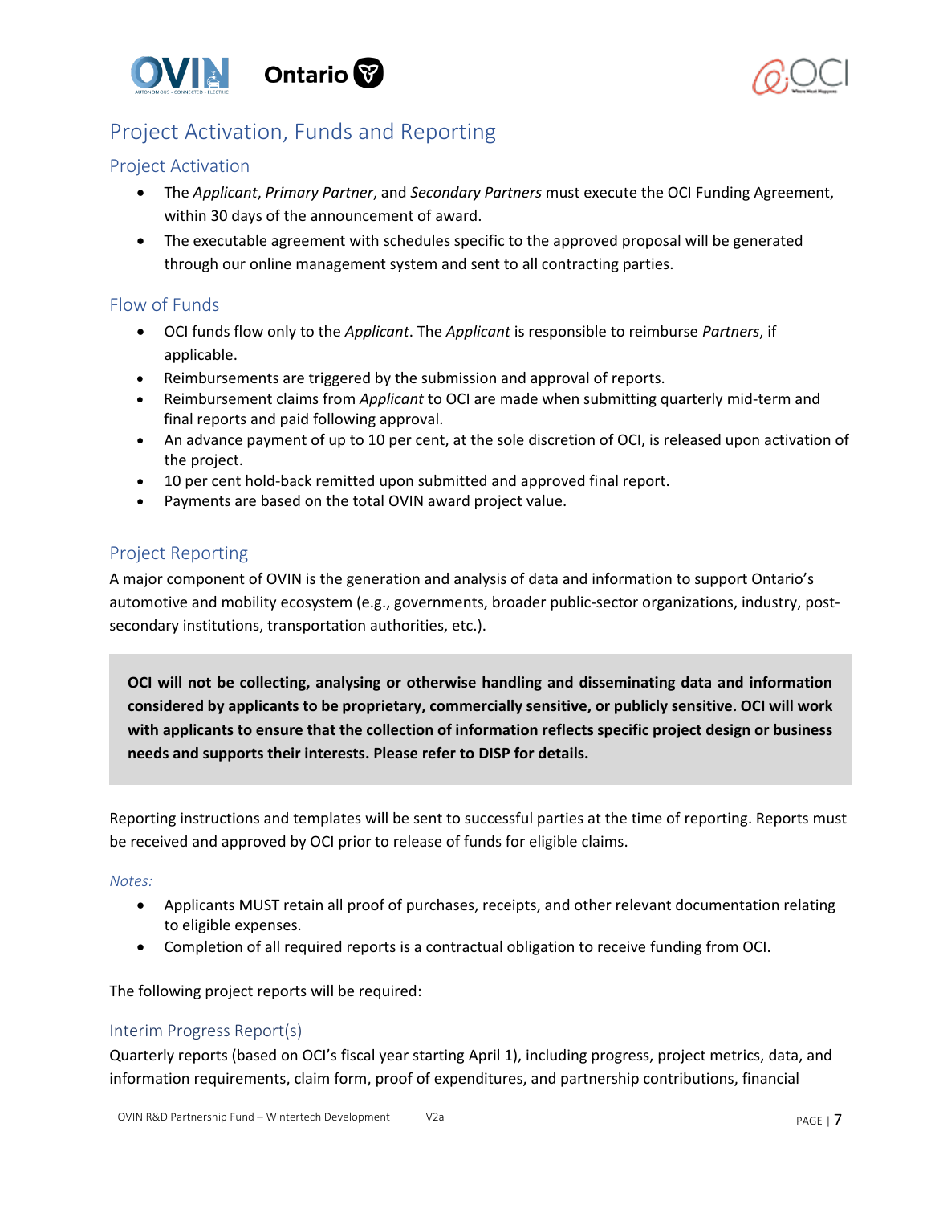# Project Activation, Funds and Reporting

## Project Activation

- The *Applicant*, *Primary Partner*, and *Secondary Partners* must execute the OCI Funding Agreement, within 30 days of the announcement of award.
- The executable agreement with schedules specific to the approved proposal will be generated through our online management system and sent to all contracting parties.

## Flow of Funds

- OCI funds flow only to the *Applicant*. The *Applicant* is responsible to reimburse *Partners*, if applicable.
- Reimbursements are triggered by the submission and approval of reports.
- Reimbursement claims from *Applicant* to OCI are made when submitting quarterly mid-term and final reports and paid following approval.
- An advance payment of up to 10 per cent, at the sole discretion of OCI, is released upon activation of the project.
- 10 per cent hold-back remitted upon submitted and approved final report.
- Payments are based on the total OVIN award project value.

## Project Reporting

A major component of OVIN is the generation and analysis of data and information to support Ontario's automotive and mobility ecosystem (e.g., governments, broader public-sector organizations, industry, post-secondary institutions, transportation authorities, etc.).

**OCI will not be collecting, analysing or otherwise handling and disseminating data and information considered by applicants to be proprietary, commercially sensitive, or publicly sensitive. OCI will work with applicants to ensure that the collection of information reflects specific project design or business needs and supports their interests. Please refer to DISP for details.**

Reporting instructions and templates will be sent to successful parties at the time of reporting. Reports must be received and approved by OCI prior to release of funds for eligible claims.

*Notes:*

- Applicants MUST retain all proof of purchases, receipts, and other relevant documentation relating to eligible expenses.
- Completion of all required reports is a contractual obligation to receive funding from OCI.

The following project reports will be required:

### Interim Progress Report(s)

Quarterly reports (based on OCI's fiscal year starting April 1), including progress, project metrics, data, and information requirements, claim form, proof of expenditures, and partnership contributions, financial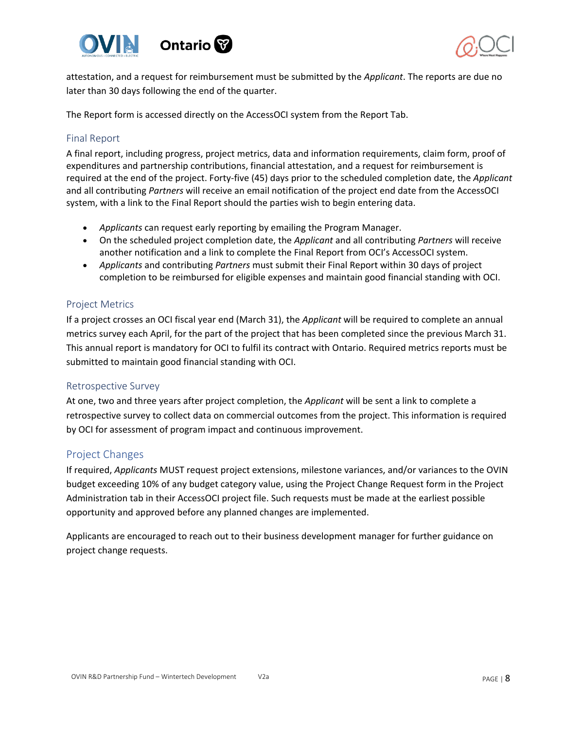attestation, and a request for reimbursement must be submitted by the *Applicant*. The reports are due no later than 30 days following the end of the quarter.

The Report form is accessed directly on the AccessOCI system from the Report Tab.

### Final Report

A final report, including progress, project metrics, data and information requirements, claim form, proof of expenditures and partnership contributions, financial attestation, and a request for reimbursement is required at the end of the project. Forty-five (45) days prior to the scheduled completion date, the *Applicant* and all contributing *Partners* will receive an email notification of the project end date from the AccessOCI system, with a link to the Final Report should the parties wish to begin entering data.

- *Applicants* can request early reporting by emailing the Program Manager.
- On the scheduled project completion date, the *Applicant* and all contributing *Partners* will receive another notification and a link to complete the Final Report from OCI's AccessOCI system.
- *Applicants* and contributing *Partners* must submit their Final Report within 30 days of project completion to be reimbursed for eligible expenses and maintain good financial standing with OCI.

### Project Metrics

If a project crosses an OCI fiscal year end (March 31), the *Applicant* will be required to complete an annual metrics survey each April, for the part of the project that has been completed since the previous March 31. This annual report is mandatory for OCI to fulfil its contract with Ontario. Required metrics reports must be submitted to maintain good financial standing with OCI.

### Retrospective Survey

At one, two and three years after project completion, the *Applicant* will be sent a link to complete a retrospective survey to collect data on commercial outcomes from the project. This information is required by OCI for assessment of program impact and continuous improvement.

## Project Changes

If required, *Applicants* MUST request project extensions, milestone variances, and/or variances to the OVIN budget exceeding 10% of any budget category value, using the Project Change Request form in the Project Administration tab in their AccessOCI project file. Such requests must be made at the earliest possible opportunity and approved before any planned changes are implemented.

Applicants are encouraged to reach out to their business development manager for further guidance on project change requests.